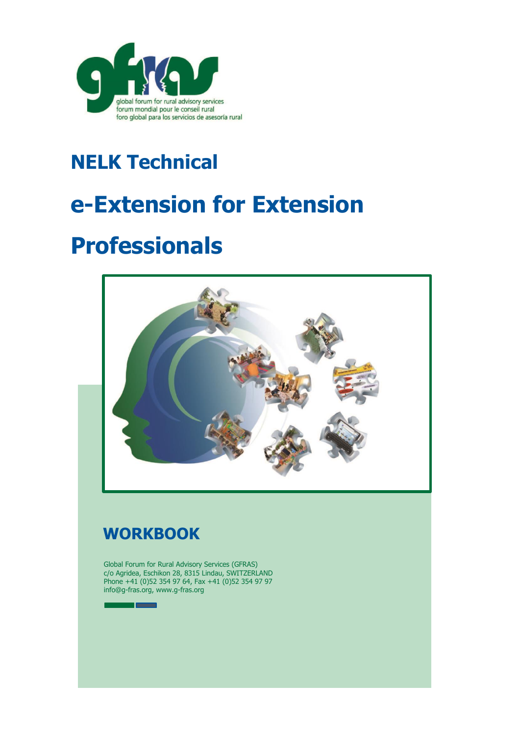global forum for rural advisory services
forum mondial pour le conseil rural
foro global para los servicios de asesoría rural

# NELK Technical

# e-Extension for Extension Professionals

## WORKBOOK

Global Forum for Rural Advisory Services (GFRAS)
c/o Agridea, Eschikon 28, 8315 Lindau, SWITZERLAND
Phone +41 (0)52 354 97 64, Fax +41 (0)52 354 97 97
info@g-fras.org, www.g-fras.org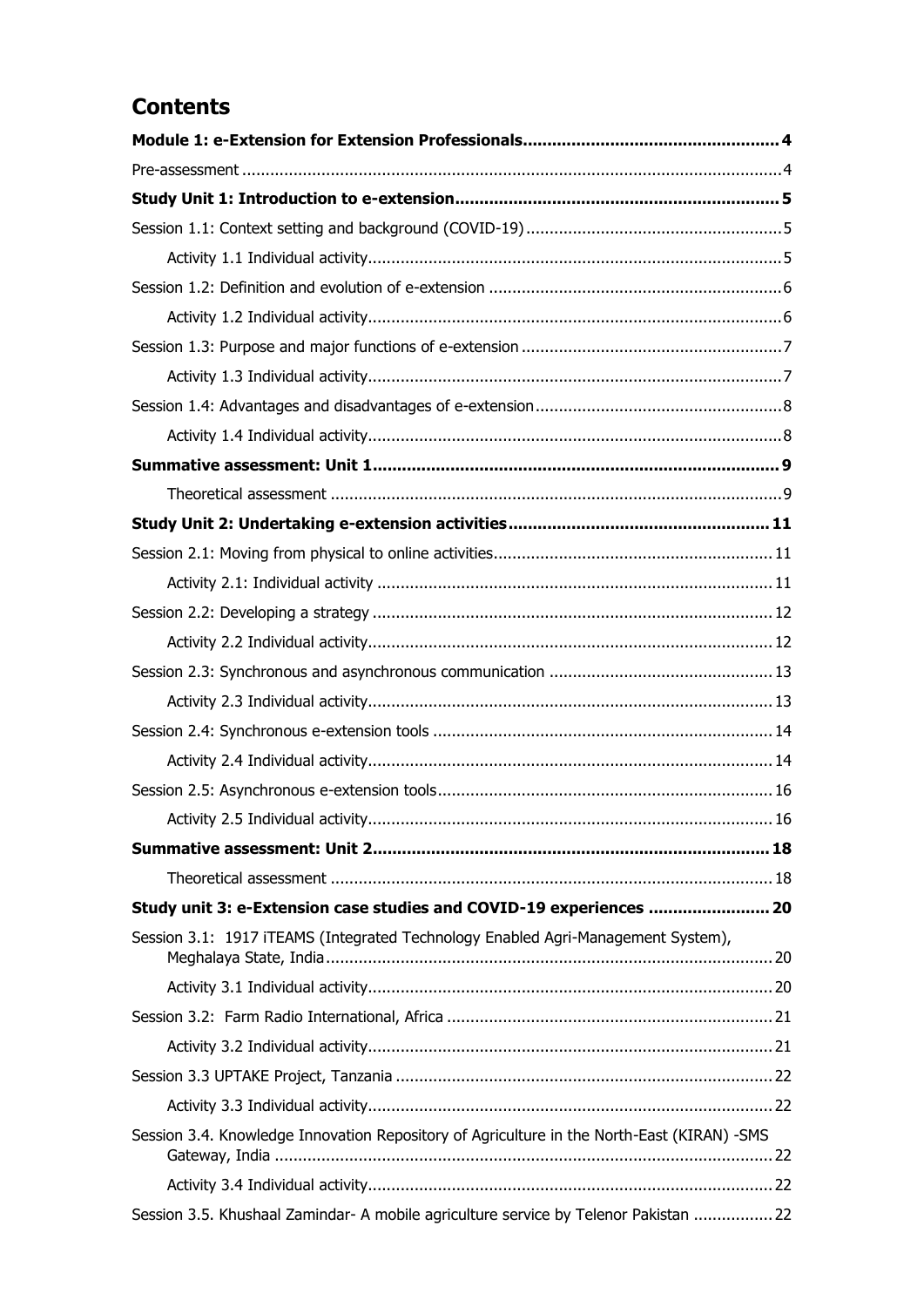# Contents

**Module 1: e-Extension for Extension Professionals** .... 4

Pre-assessment .... 4

**Study Unit 1: Introduction to e-extension** .... 5

Session 1.1: Context setting and background (COVID-19) .... 5

- Activity 1.1 Individual activity .... 5

Session 1.2: Definition and evolution of e-extension .... 6

- Activity 1.2 Individual activity .... 6

Session 1.3: Purpose and major functions of e-extension .... 7

- Activity 1.3 Individual activity .... 7

Session 1.4: Advantages and disadvantages of e-extension .... 8

- Activity 1.4 Individual activity .... 8

**Summative assessment: Unit 1** .... 9

- Theoretical assessment .... 9

**Study Unit 2: Undertaking e-extension activities** .... 11

Session 2.1: Moving from physical to online activities .... 11

- Activity 2.1: Individual activity .... 11

Session 2.2: Developing a strategy .... 12

- Activity 2.2 Individual activity .... 12

Session 2.3: Synchronous and asynchronous communication .... 13

- Activity 2.3 Individual activity .... 13

Session 2.4: Synchronous e-extension tools .... 14

- Activity 2.4 Individual activity .... 14

Session 2.5: Asynchronous e-extension tools .... 16

- Activity 2.5 Individual activity .... 16

**Summative assessment: Unit 2** .... 18

- Theoretical assessment .... 18

**Study unit 3: e-Extension case studies and COVID-19 experiences** .... 20

Session 3.1: 1917 iTEAMS (Integrated Technology Enabled Agri-Management System), Meghalaya State, India .... 20

- Activity 3.1 Individual activity .... 20

Session 3.2: Farm Radio International, Africa .... 21

- Activity 3.2 Individual activity .... 21

Session 3.3 UPTAKE Project, Tanzania .... 22

- Activity 3.3 Individual activity .... 22

Session 3.4. Knowledge Innovation Repository of Agriculture in the North-East (KIRAN) -SMS Gateway, India .... 22

- Activity 3.4 Individual activity .... 22

Session 3.5. Khushaal Zamindar- A mobile agriculture service by Telenor Pakistan .... 22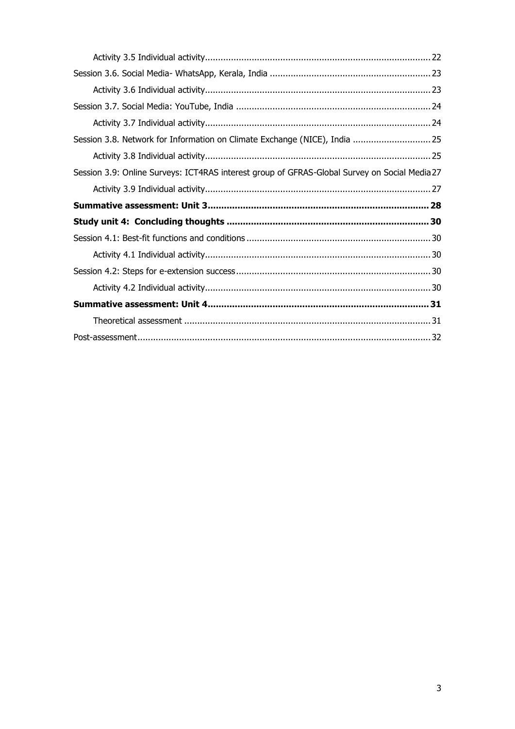Activity 3.5 Individual activity ........................................................................................ 22

Session 3.6. Social Media- WhatsApp, Kerala, India ............................................................... 23

Activity 3.6 Individual activity ........................................................................................ 23

Session 3.7. Social Media: YouTube, India ............................................................................ 24

Activity 3.7 Individual activity ........................................................................................ 24

Session 3.8. Network for Information on Climate Exchange (NICE), India ............................... 25

Activity 3.8 Individual activity ........................................................................................ 25

Session 3.9: Online Surveys: ICT4RAS interest group of GFRAS-Global Survey on Social Media 27

Activity 3.9 Individual activity ........................................................................................ 27

**Summative assessment: Unit 3 ................................................................................... 28**

**Study unit 4: Concluding thoughts ............................................................................. 30**

Session 4.1: Best-fit functions and conditions ........................................................................ 30

Activity 4.1 Individual activity ........................................................................................ 30

Session 4.2: Steps for e-extension success ............................................................................ 30

Activity 4.2 Individual activity ........................................................................................ 30

**Summative assessment: Unit 4 ................................................................................... 31**

Theoretical assessment ............................................................................................... 31

Post-assessment .................................................................................................................. 32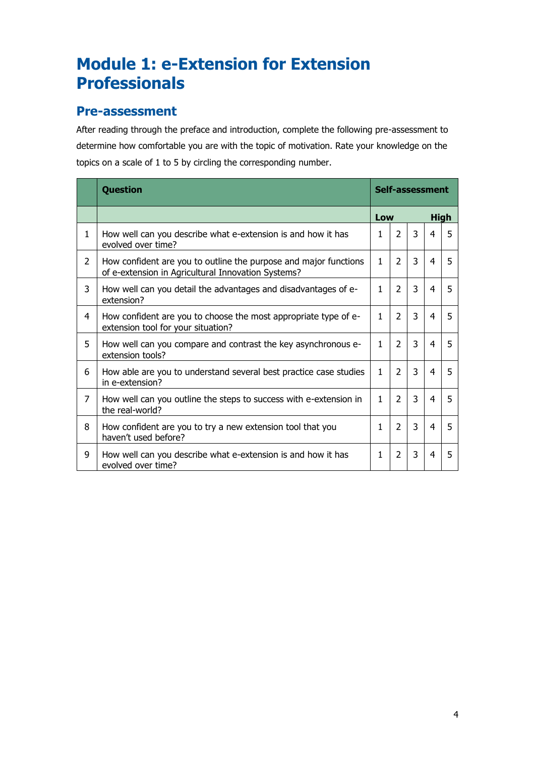# Module 1: e-Extension for Extension Professionals

## Pre-assessment

After reading through the preface and introduction, complete the following pre-assessment to determine how comfortable you are with the topic of motivation. Rate your knowledge on the topics on a scale of 1 to 5 by circling the corresponding number.

| | Question | Self-assessment | | | | |
|---|---|---|---|---|---|---|
| | | Low | | | | High |
| 1 | How well can you describe what e-extension is and how it has evolved over time? | 1 | 2 | 3 | 4 | 5 |
| 2 | How confident are you to outline the purpose and major functions of e-extension in Agricultural Innovation Systems? | 1 | 2 | 3 | 4 | 5 |
| 3 | How well can you detail the advantages and disadvantages of e-extension? | 1 | 2 | 3 | 4 | 5 |
| 4 | How confident are you to choose the most appropriate type of e-extension tool for your situation? | 1 | 2 | 3 | 4 | 5 |
| 5 | How well can you compare and contrast the key asynchronous e-extension tools? | 1 | 2 | 3 | 4 | 5 |
| 6 | How able are you to understand several best practice case studies in e-extension? | 1 | 2 | 3 | 4 | 5 |
| 7 | How well can you outline the steps to success with e-extension in the real-world? | 1 | 2 | 3 | 4 | 5 |
| 8 | How confident are you to try a new extension tool that you haven't used before? | 1 | 2 | 3 | 4 | 5 |
| 9 | How well can you describe what e-extension is and how it has evolved over time? | 1 | 2 | 3 | 4 | 5 |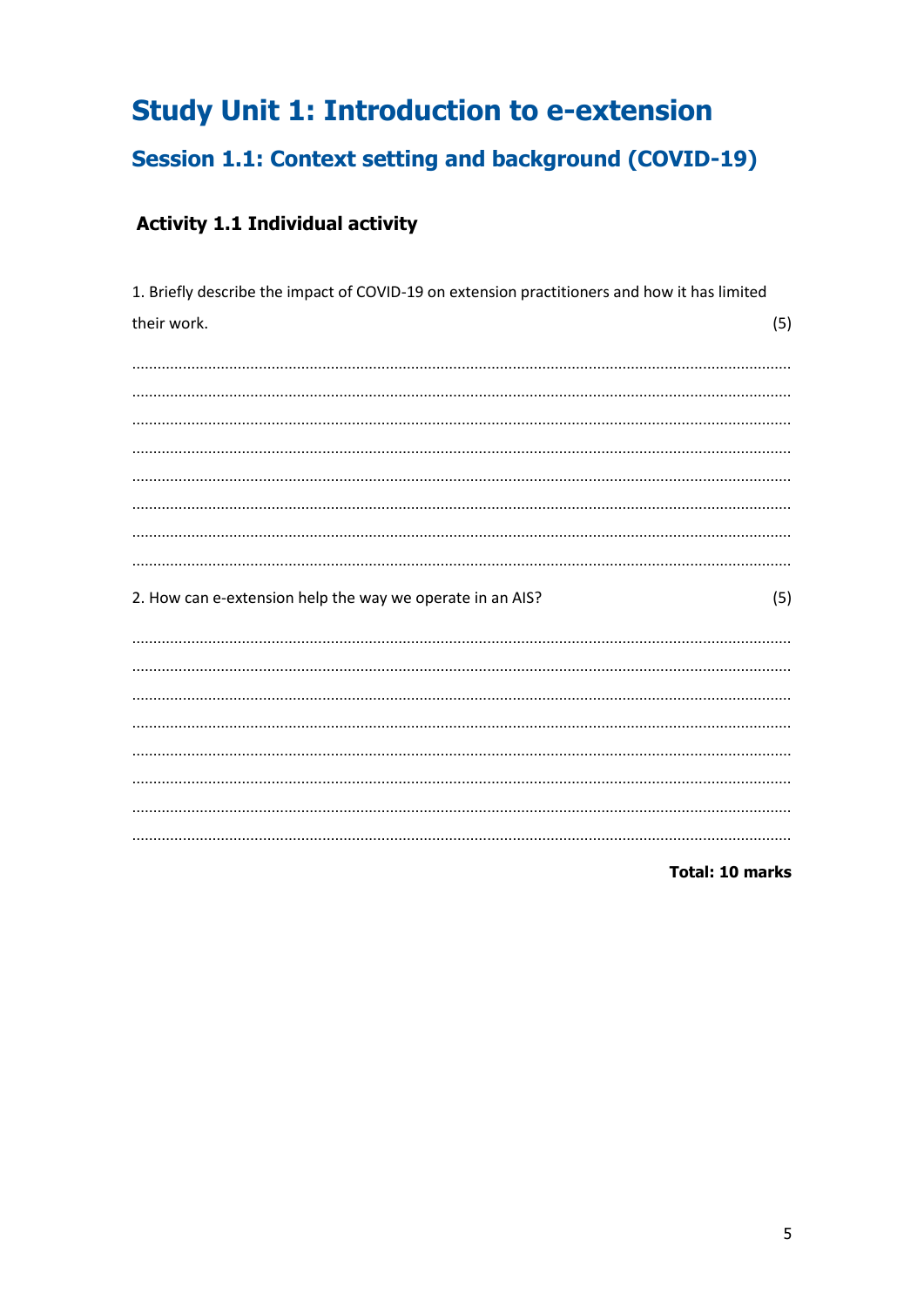# Study Unit 1: Introduction to e-extension

## Session 1.1: Context setting and background (COVID-19)

### Activity 1.1 Individual activity

1. Briefly describe the impact of COVID-19 on extension practitioners and how it has limited their work. (5)

..............................................................................................................................................

..............................................................................................................................................

..............................................................................................................................................

..............................................................................................................................................

..............................................................................................................................................

..............................................................................................................................................

..............................................................................................................................................

..............................................................................................................................................

2. How can e-extension help the way we operate in an AIS? (5)

..............................................................................................................................................

..............................................................................................................................................

..............................................................................................................................................

..............................................................................................................................................

..............................................................................................................................................

..............................................................................................................................................

..............................................................................................................................................

..............................................................................................................................................

**Total: 10 marks**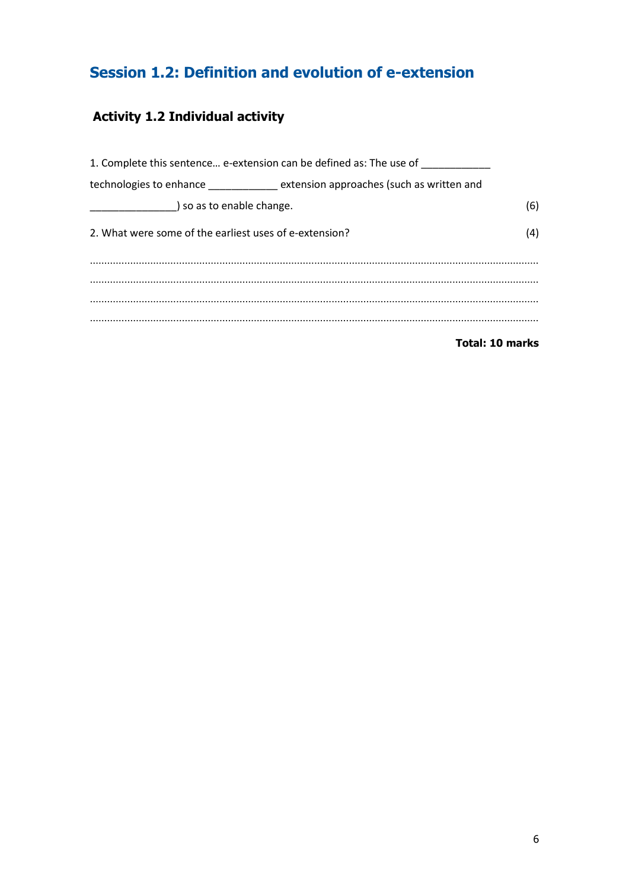## Session 1.2: Definition and evolution of e-extension

### Activity 1.2 Individual activity

1. Complete this sentence… e-extension can be defined as: The use of ____________ technologies to enhance ____________ extension approaches (such as written and _______________) so as to enable change. (6)

2. What were some of the earliest uses of e-extension? (4)

…………………………………………………………………………………………………………………………………………

…………………………………………………………………………………………………………………………………………

…………………………………………………………………………………………………………………………………………

…………………………………………………………………………………………………………………………………………

**Total: 10 marks**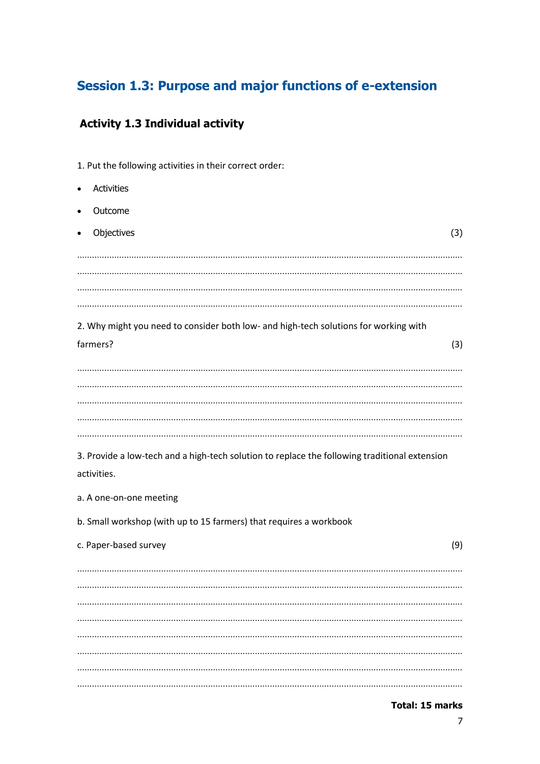## Session 1.3: Purpose and major functions of e-extension

### Activity 1.3 Individual activity

1. Put the following activities in their correct order:

- Activities
- Outcome
- Objectives (3)

..........................................................................................................................................
..........................................................................................................................................
..........................................................................................................................................
..........................................................................................................................................

2. Why might you need to consider both low- and high-tech solutions for working with farmers? (3)

..........................................................................................................................................
..........................................................................................................................................
..........................................................................................................................................
..........................................................................................................................................
..........................................................................................................................................

3. Provide a low-tech and a high-tech solution to replace the following traditional extension activities.

a. A one-on-one meeting

b. Small workshop (with up to 15 farmers) that requires a workbook

c. Paper-based survey (9)

..........................................................................................................................................
..........................................................................................................................................
..........................................................................................................................................
..........................................................................................................................................
..........................................................................................................................................
..........................................................................................................................................
..........................................................................................................................................
..........................................................................................................................................

**Total: 15 marks**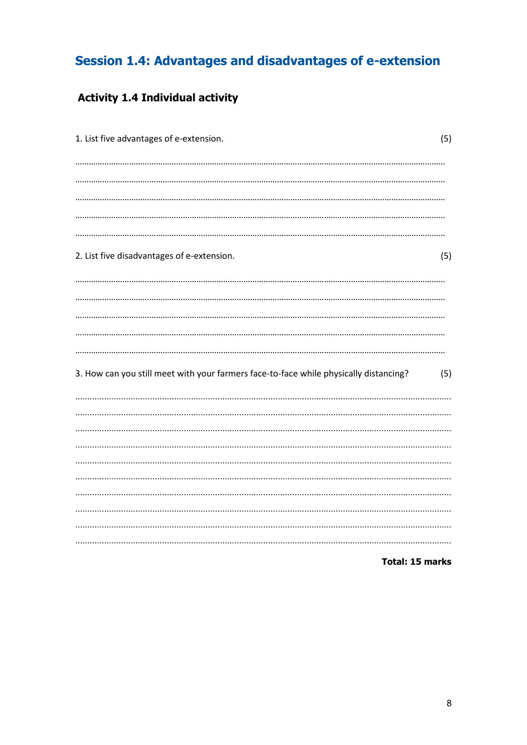## Session 1.4: Advantages and disadvantages of e-extension

### Activity 1.4 Individual activity

1. List five advantages of e-extension. (5)

……………………………………………………………………………………………………………………………………

……………………………………………………………………………………………………………………………………

……………………………………………………………………………………………………………………………………

……………………………………………………………………………………………………………………………………

……………………………………………………………………………………………………………………………………

2. List five disadvantages of e-extension. (5)

……………………………………………………………………………………………………………………………………

……………………………………………………………………………………………………………………………………

……………………………………………………………………………………………………………………………………

……………………………………………………………………………………………………………………………………

……………………………………………………………………………………………………………………………………

3. How can you still meet with your farmers face-to-face while physically distancing? (5)

……………………………………………………………………………………………………………………………………

……………………………………………………………………………………………………………………………………

……………………………………………………………………………………………………………………………………

……………………………………………………………………………………………………………………………………

……………………………………………………………………………………………………………………………………

……………………………………………………………………………………………………………………………………

……………………………………………………………………………………………………………………………………

……………………………………………………………………………………………………………………………………

……………………………………………………………………………………………………………………………………

……………………………………………………………………………………………………………………………………

**Total: 15 marks**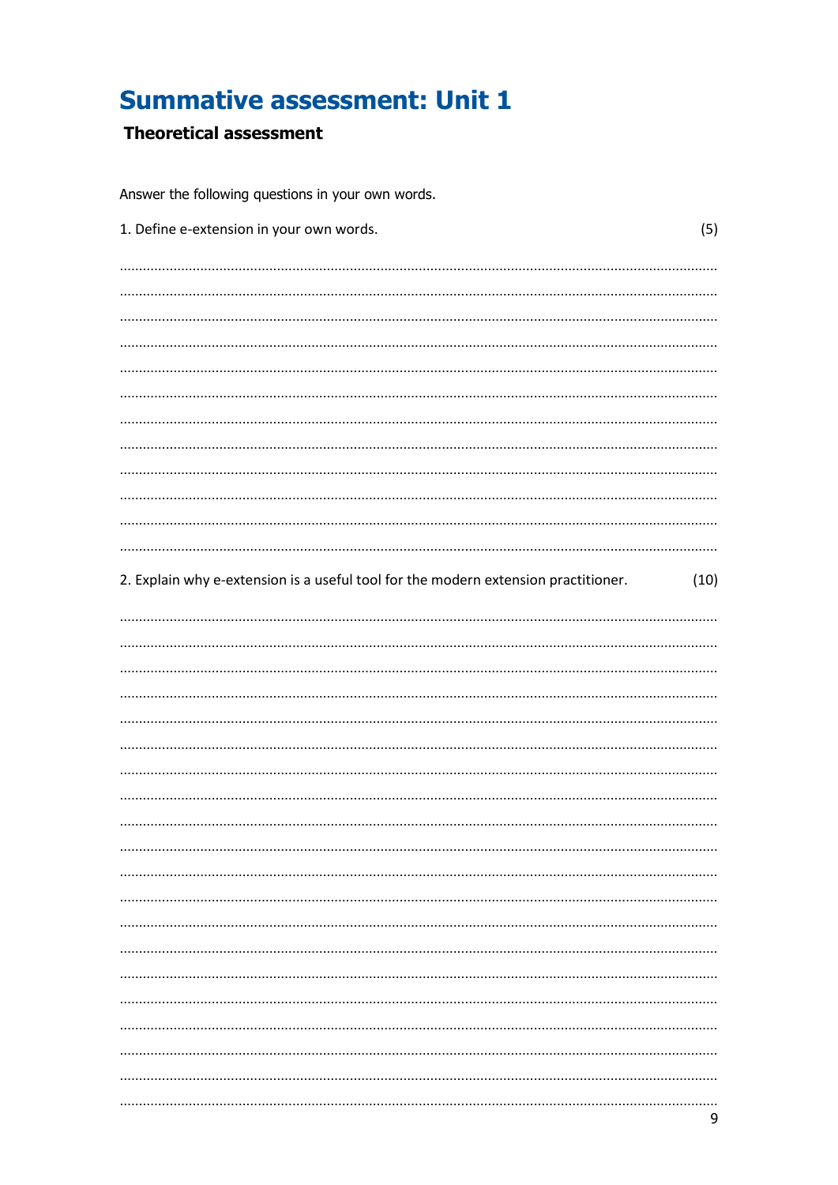# Summative assessment: Unit 1

**Theoretical assessment**

Answer the following questions in your own words.

1. Define e-extension in your own words. (5)

2. Explain why e-extension is a useful tool for the modern extension practitioner. (10)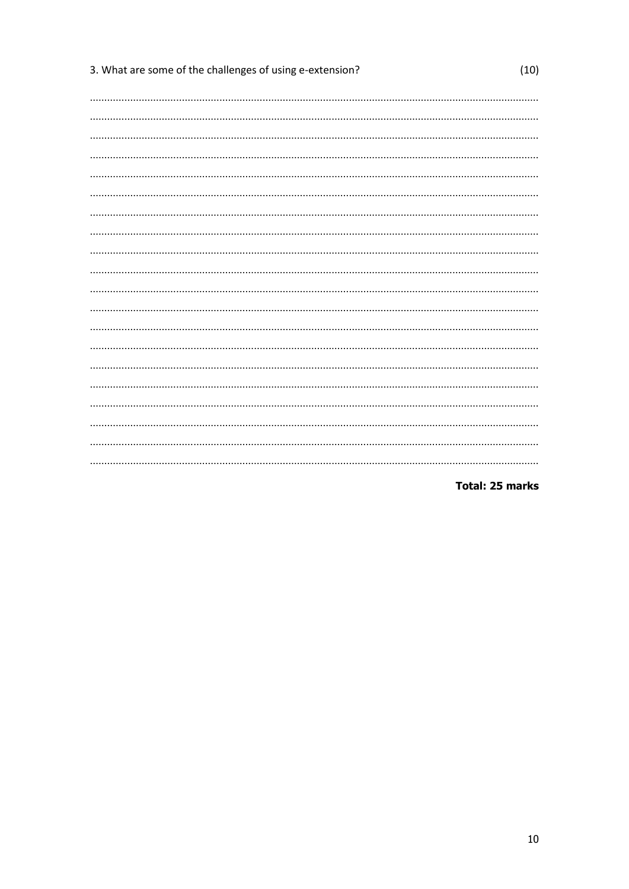3. What are some of the challenges of using e-extension? (10)

......................................................................................................................................................

......................................................................................................................................................

......................................................................................................................................................

......................................................................................................................................................

......................................................................................................................................................

......................................................................................................................................................

......................................................................................................................................................

......................................................................................................................................................

......................................................................................................................................................

......................................................................................................................................................

......................................................................................................................................................

......................................................................................................................................................

......................................................................................................................................................

......................................................................................................................................................

......................................................................................................................................................

......................................................................................................................................................

......................................................................................................................................................

......................................................................................................................................................

......................................................................................................................................................

......................................................................................................................................................

**Total: 25 marks**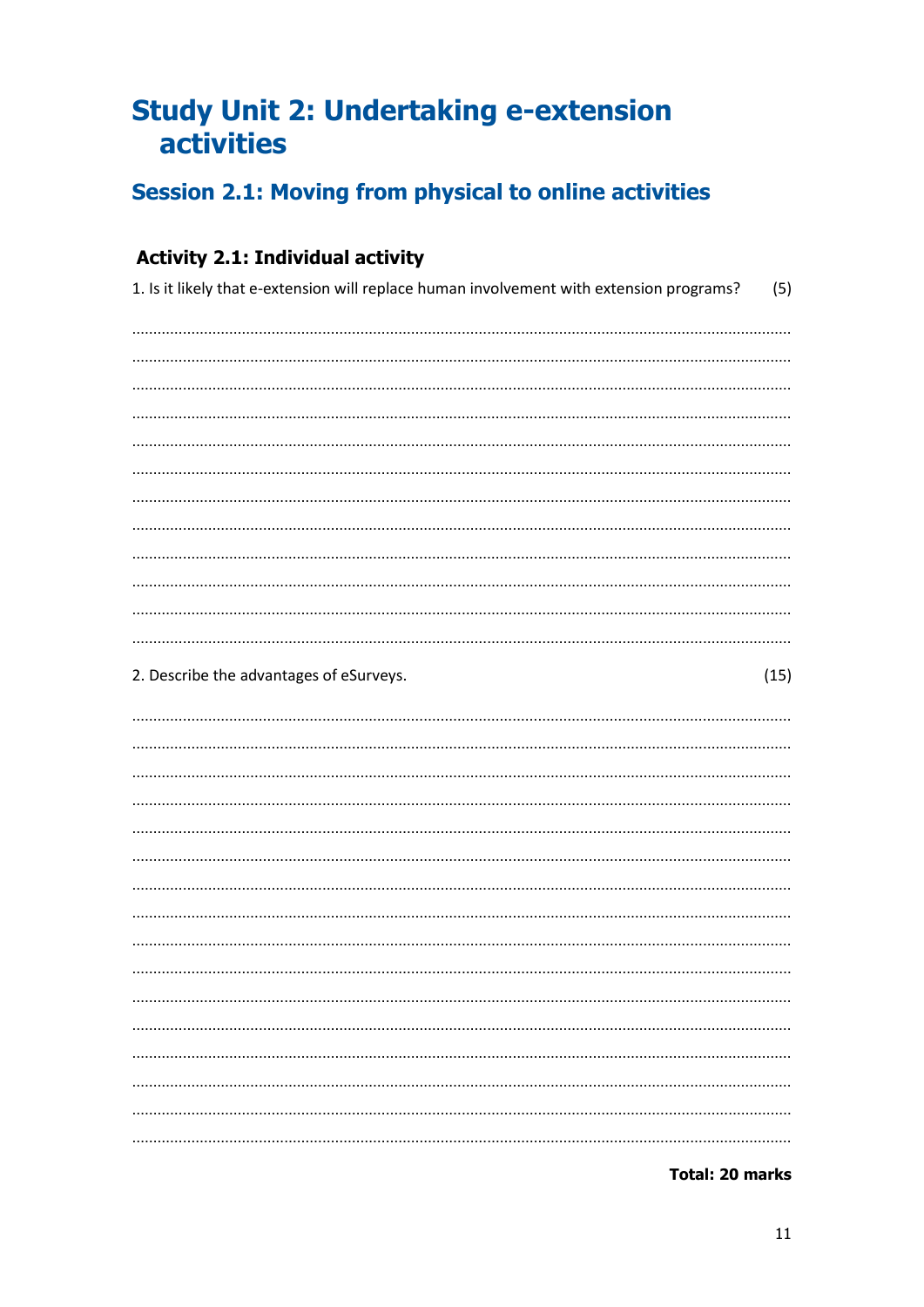# Study Unit 2: Undertaking e-extension activities

## Session 2.1: Moving from physical to online activities

### Activity 2.1: Individual activity

1. Is it likely that e-extension will replace human involvement with extension programs? (5)

..................................................................................................................................................

..................................................................................................................................................

..................................................................................................................................................

..................................................................................................................................................

..................................................................................................................................................

..................................................................................................................................................

..................................................................................................................................................

..................................................................................................................................................

..................................................................................................................................................

..................................................................................................................................................

..................................................................................................................................................

..................................................................................................................................................

2. Describe the advantages of eSurveys. (15)

..................................................................................................................................................

..................................................................................................................................................

..................................................................................................................................................

..................................................................................................................................................

..................................................................................................................................................

..................................................................................................................................................

..................................................................................................................................................

..................................................................................................................................................

..................................................................................................................................................

..................................................................................................................................................

..................................................................................................................................................

..................................................................................................................................................

..................................................................................................................................................

..................................................................................................................................................

..................................................................................................................................................

..................................................................................................................................................

**Total: 20 marks**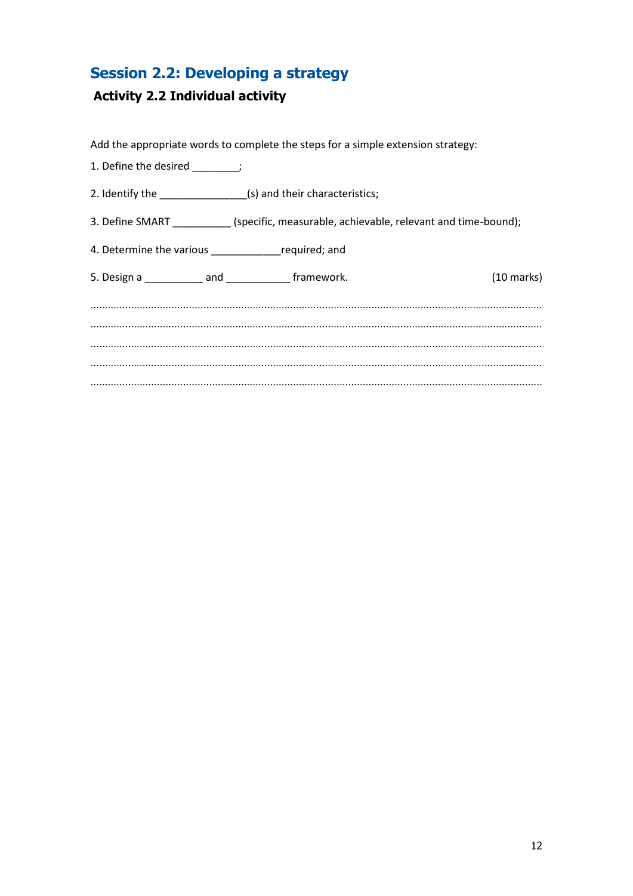## Session 2.2: Developing a strategy

### Activity 2.2 Individual activity

Add the appropriate words to complete the steps for a simple extension strategy:

1. Define the desired ________;

2. Identify the _______________(s) and their characteristics;

3. Define SMART __________ (specific, measurable, achievable, relevant and time-bound);

4. Determine the various ____________required; and

5. Design a __________ and ___________ framework. (10 marks)

.......................................................................................................................................................

.......................................................................................................................................................

.......................................................................................................................................................

.......................................................................................................................................................

.......................................................................................................................................................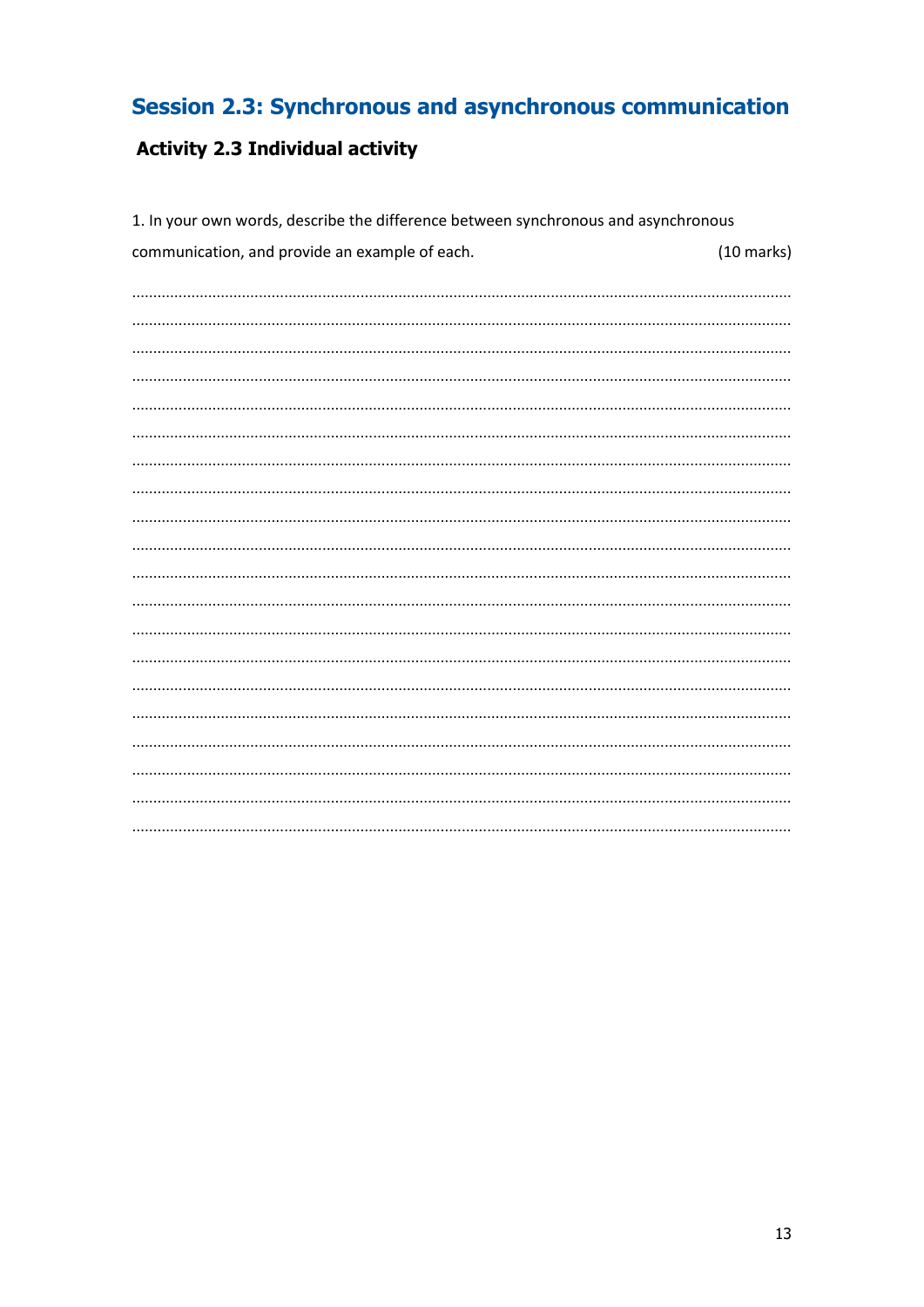## Session 2.3: Synchronous and asynchronous communication

### Activity 2.3 Individual activity

1. In your own words, describe the difference between synchronous and asynchronous communication, and provide an example of each. (10 marks)

.................................................................................................................................................

.................................................................................................................................................

.................................................................................................................................................

.................................................................................................................................................

.................................................................................................................................................

.................................................................................................................................................

.................................................................................................................................................

.................................................................................................................................................

.................................................................................................................................................

.................................................................................................................................................

.................................................................................................................................................

.................................................................................................................................................

.................................................................................................................................................

.................................................................................................................................................

.................................................................................................................................................

.................................................................................................................................................

.................................................................................................................................................

.................................................................................................................................................

.................................................................................................................................................

.................................................................................................................................................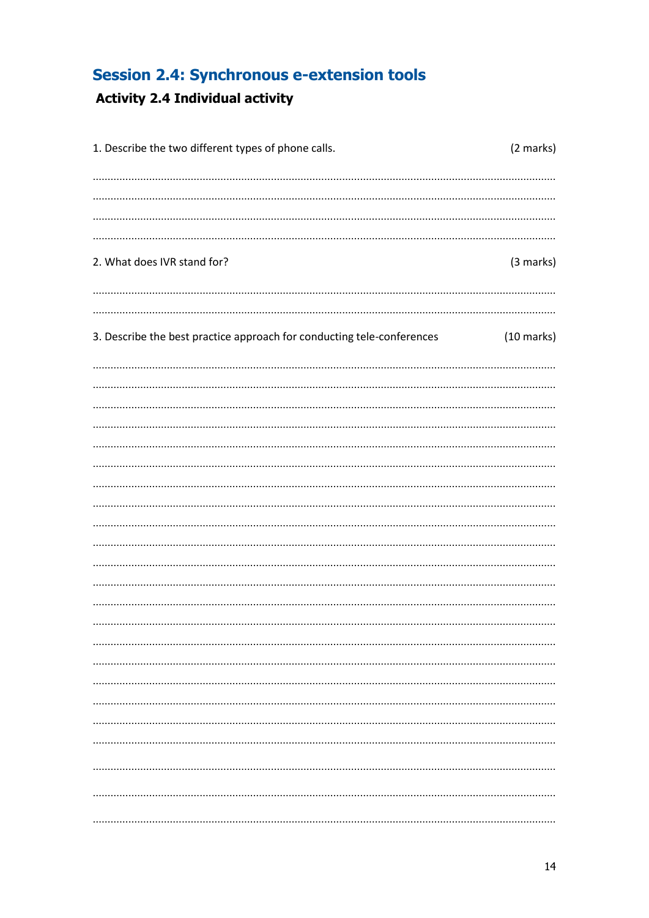## Session 2.4: Synchronous e-extension tools

### Activity 2.4 Individual activity

1. Describe the two different types of phone calls. (2 marks)

……………………………………………………………………………………………………………………………………

……………………………………………………………………………………………………………………………………

……………………………………………………………………………………………………………………………………

……………………………………………………………………………………………………………………………………

2. What does IVR stand for? (3 marks)

……………………………………………………………………………………………………………………………………

……………………………………………………………………………………………………………………………………

3. Describe the best practice approach for conducting tele-conferences (10 marks)

……………………………………………………………………………………………………………………………………

……………………………………………………………………………………………………………………………………

……………………………………………………………………………………………………………………………………

……………………………………………………………………………………………………………………………………

……………………………………………………………………………………………………………………………………

……………………………………………………………………………………………………………………………………

……………………………………………………………………………………………………………………………………

……………………………………………………………………………………………………………………………………

……………………………………………………………………………………………………………………………………

……………………………………………………………………………………………………………………………………

……………………………………………………………………………………………………………………………………

……………………………………………………………………………………………………………………………………

……………………………………………………………………………………………………………………………………

……………………………………………………………………………………………………………………………………

……………………………………………………………………………………………………………………………………

……………………………………………………………………………………………………………………………………

……………………………………………………………………………………………………………………………………

……………………………………………………………………………………………………………………………………

……………………………………………………………………………………………………………………………………

……………………………………………………………………………………………………………………………………

……………………………………………………………………………………………………………………………………

……………………………………………………………………………………………………………………………………

……………………………………………………………………………………………………………………………………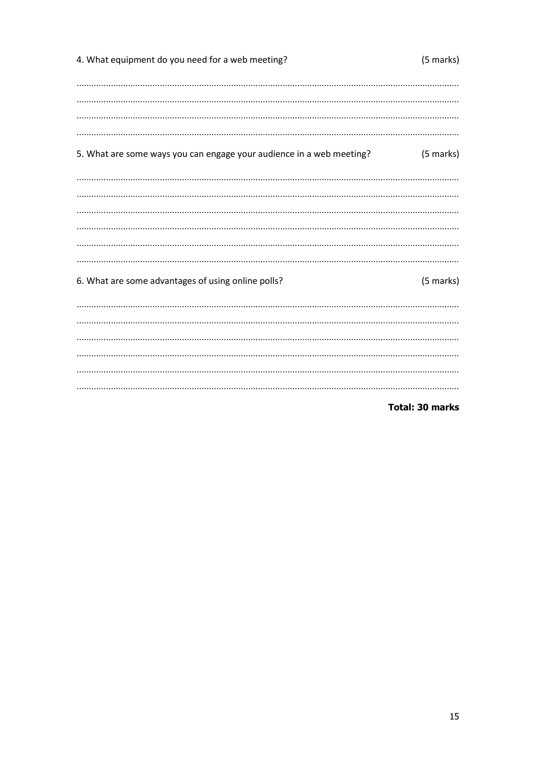4. What equipment do you need for a web meeting? (5 marks)

.........................................................................................................................................................

.........................................................................................................................................................

.........................................................................................................................................................

.........................................................................................................................................................

5. What are some ways you can engage your audience in a web meeting? (5 marks)

.........................................................................................................................................................

.........................................................................................................................................................

.........................................................................................................................................................

.........................................................................................................................................................

.........................................................................................................................................................

.........................................................................................................................................................

6. What are some advantages of using online polls? (5 marks)

.........................................................................................................................................................

.........................................................................................................................................................

.........................................................................................................................................................

.........................................................................................................................................................

.........................................................................................................................................................

.........................................................................................................................................................

**Total: 30 marks**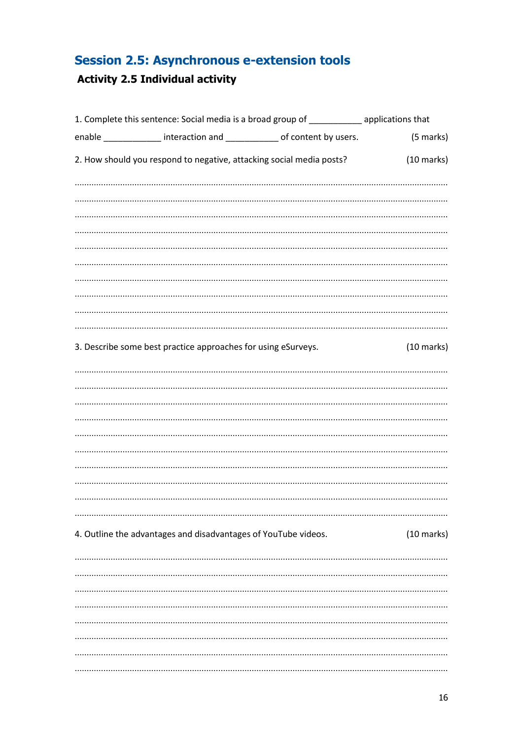# Session 2.5: Asynchronous e-extension tools

## Activity 2.5 Individual activity

1. Complete this sentence: Social media is a broad group of ___________ applications that enable ____________ interaction and ___________ of content by users. (5 marks)

2. How should you respond to negative, attacking social media posts? (10 marks)

..........................................................................................................................................

..........................................................................................................................................

..........................................................................................................................................

..........................................................................................................................................

..........................................................................................................................................

..........................................................................................................................................

..........................................................................................................................................

..........................................................................................................................................

..........................................................................................................................................

..........................................................................................................................................

3. Describe some best practice approaches for using eSurveys. (10 marks)

..........................................................................................................................................

..........................................................................................................................................

..........................................................................................................................................

..........................................................................................................................................

..........................................................................................................................................

..........................................................................................................................................

..........................................................................................................................................

..........................................................................................................................................

..........................................................................................................................................

..........................................................................................................................................

4. Outline the advantages and disadvantages of YouTube videos. (10 marks)

..........................................................................................................................................

..........................................................................................................................................

..........................................................................................................................................

..........................................................................................................................................

..........................................................................................................................................

..........................................................................................................................................

..........................................................................................................................................

..........................................................................................................................................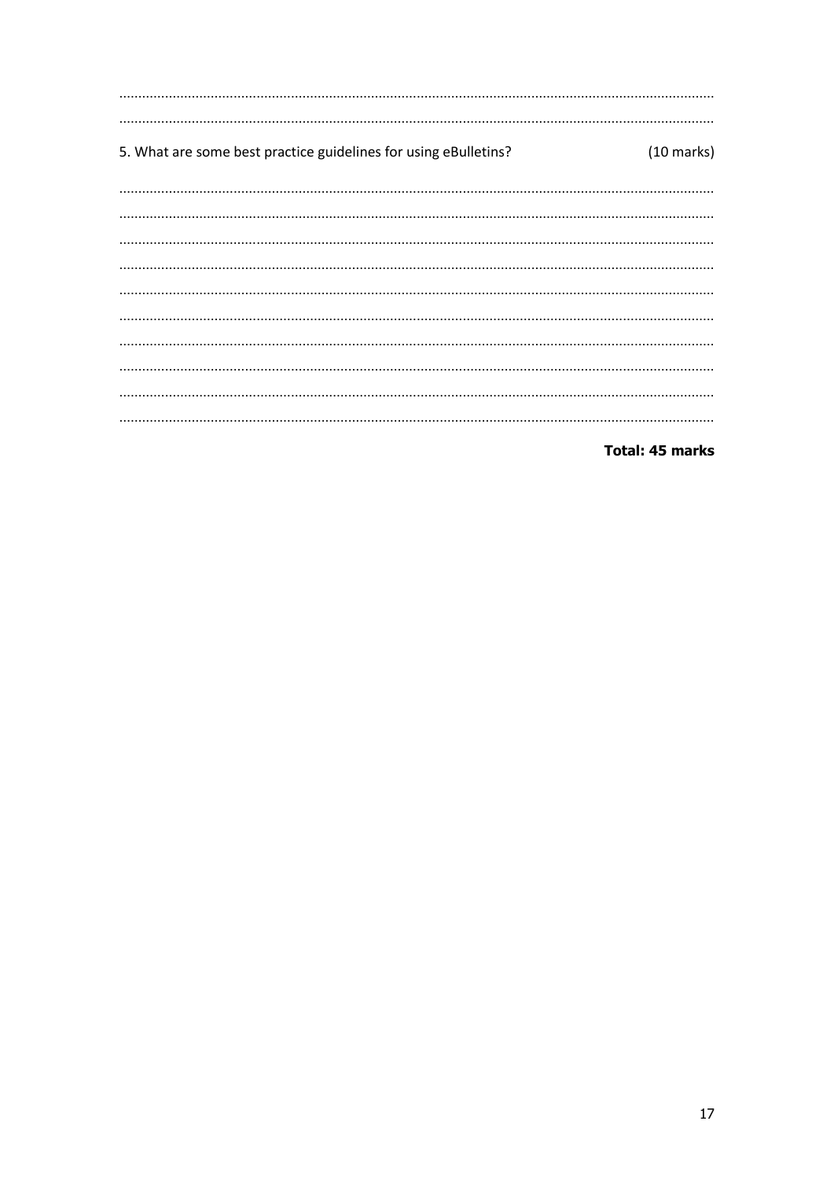5. What are some best practice guidelines for using eBulletins? (10 marks)

**Total: 45 marks**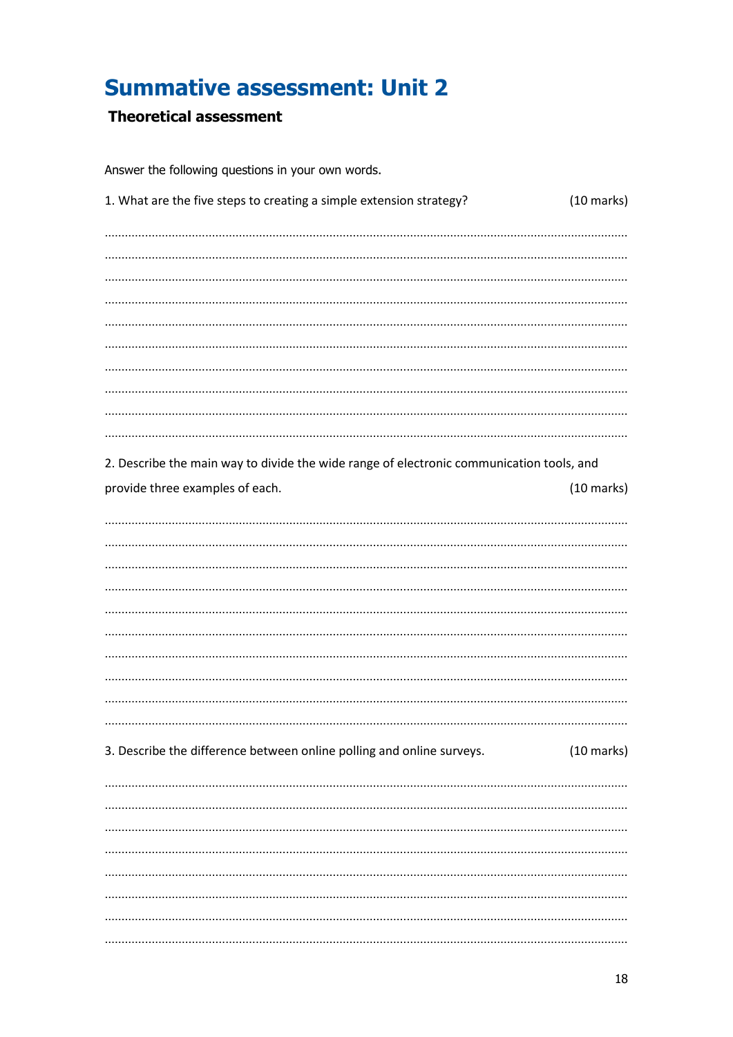# Summative assessment: Unit 2

**Theoretical assessment**

Answer the following questions in your own words.

1. What are the five steps to creating a simple extension strategy? (10 marks)

..........................................................................................................................................

..........................................................................................................................................

..........................................................................................................................................

..........................................................................................................................................

..........................................................................................................................................

..........................................................................................................................................

..........................................................................................................................................

..........................................................................................................................................

..........................................................................................................................................

..........................................................................................................................................

2. Describe the main way to divide the wide range of electronic communication tools, and provide three examples of each. (10 marks)

..........................................................................................................................................

..........................................................................................................................................

..........................................................................................................................................

..........................................................................................................................................

..........................................................................................................................................

..........................................................................................................................................

..........................................................................................................................................

..........................................................................................................................................

..........................................................................................................................................

..........................................................................................................................................

3. Describe the difference between online polling and online surveys. (10 marks)

..........................................................................................................................................

..........................................................................................................................................

..........................................................................................................................................

..........................................................................................................................................

..........................................................................................................................................

..........................................................................................................................................

..........................................................................................................................................

..........................................................................................................................................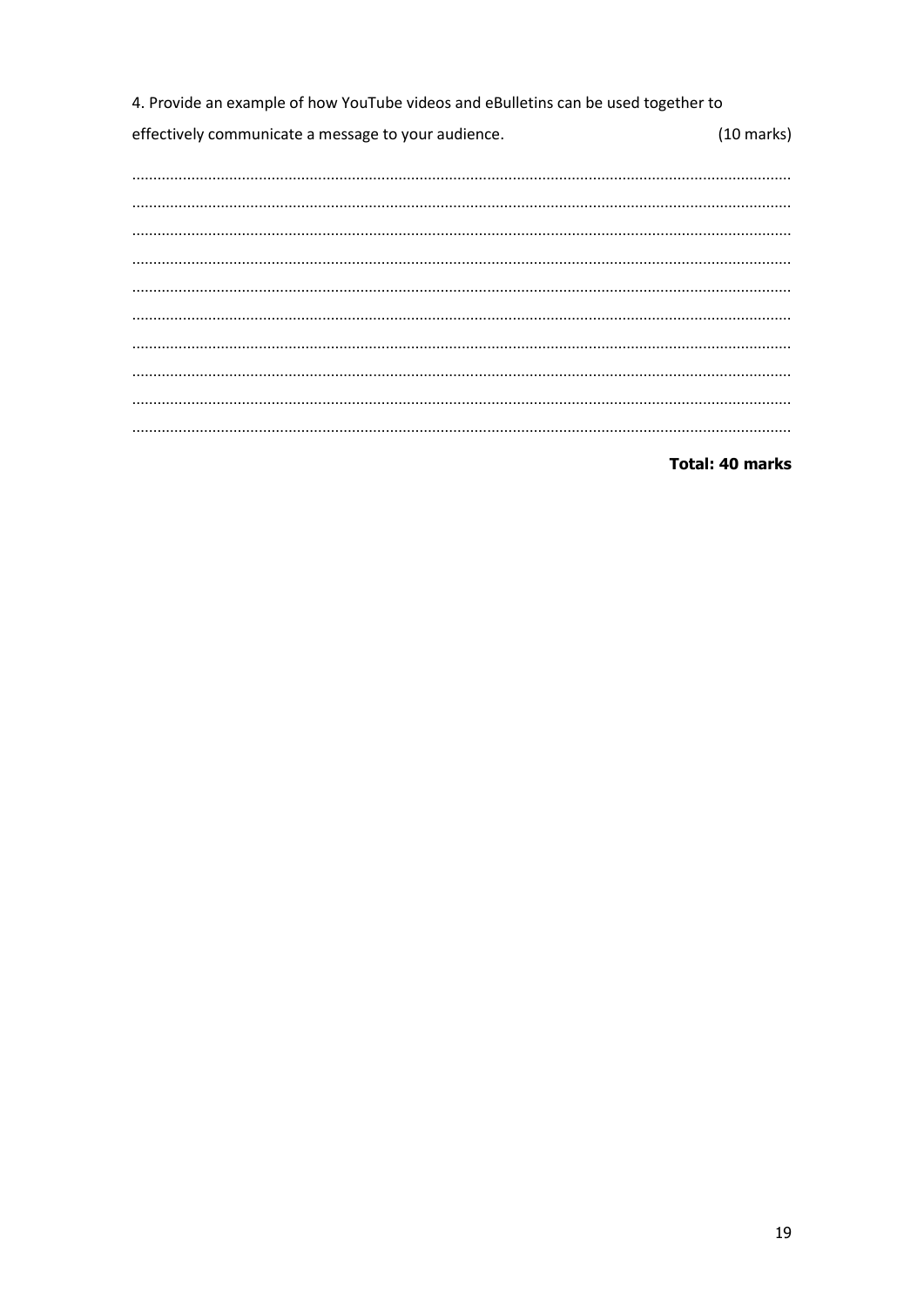4. Provide an example of how YouTube videos and eBulletins can be used together to effectively communicate a message to your audience. (10 marks)

.........................................................................................................................................................

.........................................................................................................................................................

.........................................................................................................................................................

.........................................................................................................................................................

.........................................................................................................................................................

.........................................................................................................................................................

.........................................................................................................................................................

.........................................................................................................................................................

.........................................................................................................................................................

.........................................................................................................................................................

**Total: 40 marks**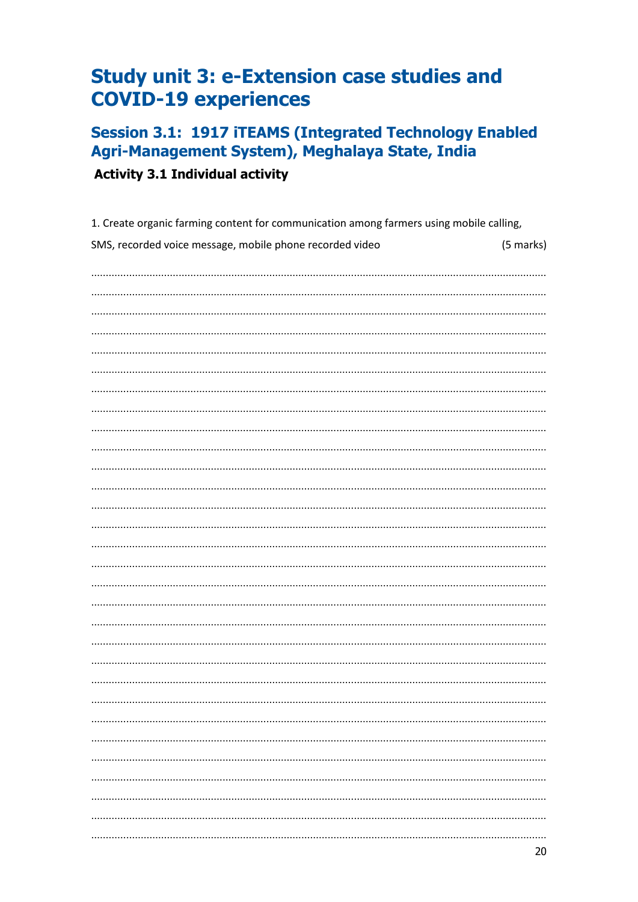# Study unit 3: e-Extension case studies and COVID-19 experiences

## Session 3.1: 1917 iTEAMS (Integrated Technology Enabled Agri-Management System), Meghalaya State, India

### Activity 3.1 Individual activity

1. Create organic farming content for communication among farmers using mobile calling, SMS, recorded voice message, mobile phone recorded video (5 marks)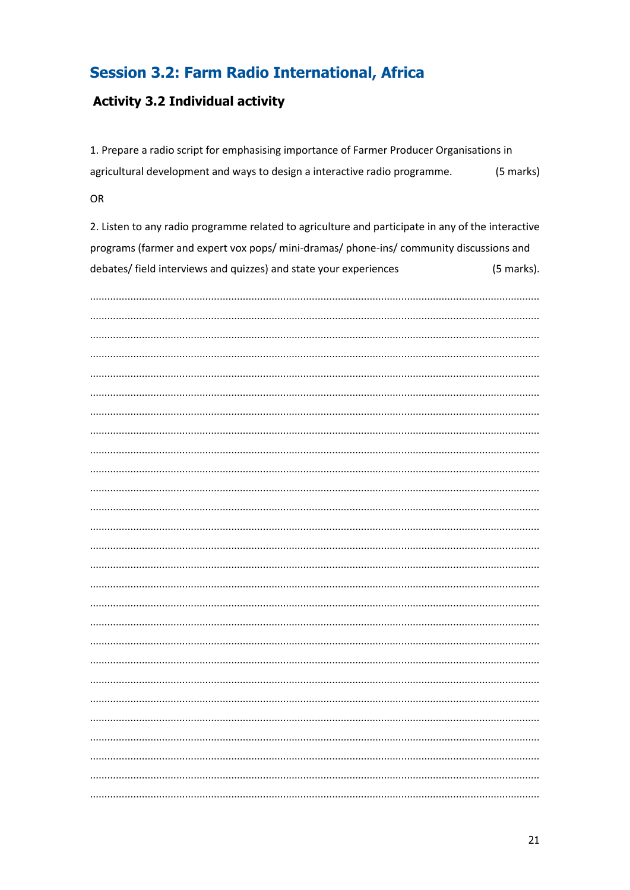## Session 3.2: Farm Radio International, Africa

### Activity 3.2 Individual activity

1. Prepare a radio script for emphasising importance of Farmer Producer Organisations in agricultural development and ways to design a interactive radio programme. (5 marks)

OR

2. Listen to any radio programme related to agriculture and participate in any of the interactive programs (farmer and expert vox pops/ mini-dramas/ phone-ins/ community discussions and debates/ field interviews and quizzes) and state your experiences (5 marks).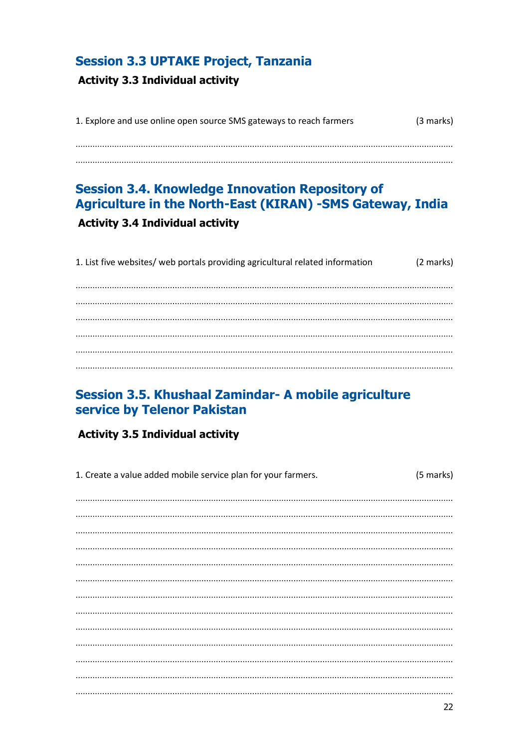## Session 3.3 UPTAKE Project, Tanzania

### Activity 3.3 Individual activity

1. Explore and use online open source SMS gateways to reach farmers (3 marks)

..............................................................................................................................................

..............................................................................................................................................

## Session 3.4. Knowledge Innovation Repository of Agriculture in the North-East (KIRAN) -SMS Gateway, India

### Activity 3.4 Individual activity

1. List five websites/ web portals providing agricultural related information (2 marks)

..............................................................................................................................................

..............................................................................................................................................

..............................................................................................................................................

..............................................................................................................................................

..............................................................................................................................................

..............................................................................................................................................

## Session 3.5. Khushaal Zamindar- A mobile agriculture service by Telenor Pakistan

### Activity 3.5 Individual activity

1. Create a value added mobile service plan for your farmers. (5 marks)

..............................................................................................................................................

..............................................................................................................................................

..............................................................................................................................................

..............................................................................................................................................

..............................................................................................................................................

..............................................................................................................................................

..............................................................................................................................................

..............................................................................................................................................

..............................................................................................................................................

..............................................................................................................................................

..............................................................................................................................................

..............................................................................................................................................

..............................................................................................................................................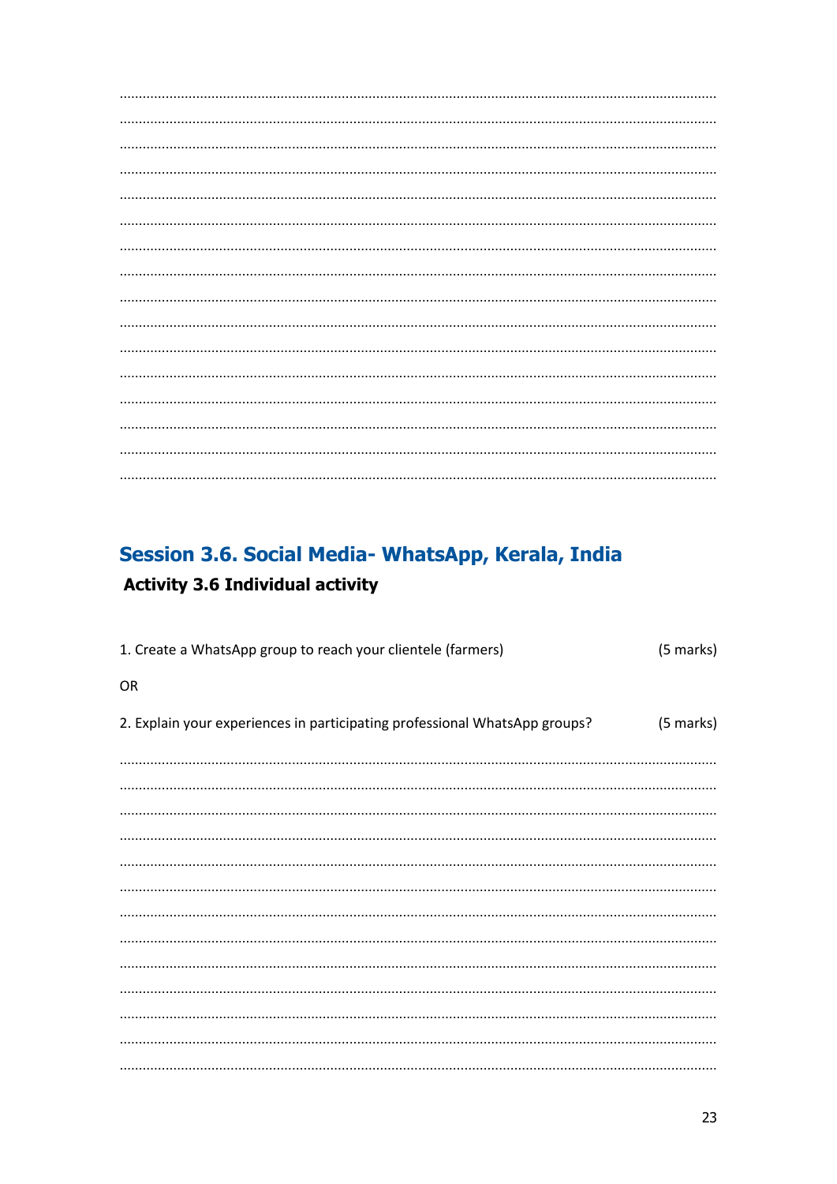## Session 3.6. Social Media- WhatsApp, Kerala, India

### Activity 3.6 Individual activity

1. Create a WhatsApp group to reach your clientele (farmers) (5 marks)

OR

2. Explain your experiences in participating professional WhatsApp groups? (5 marks)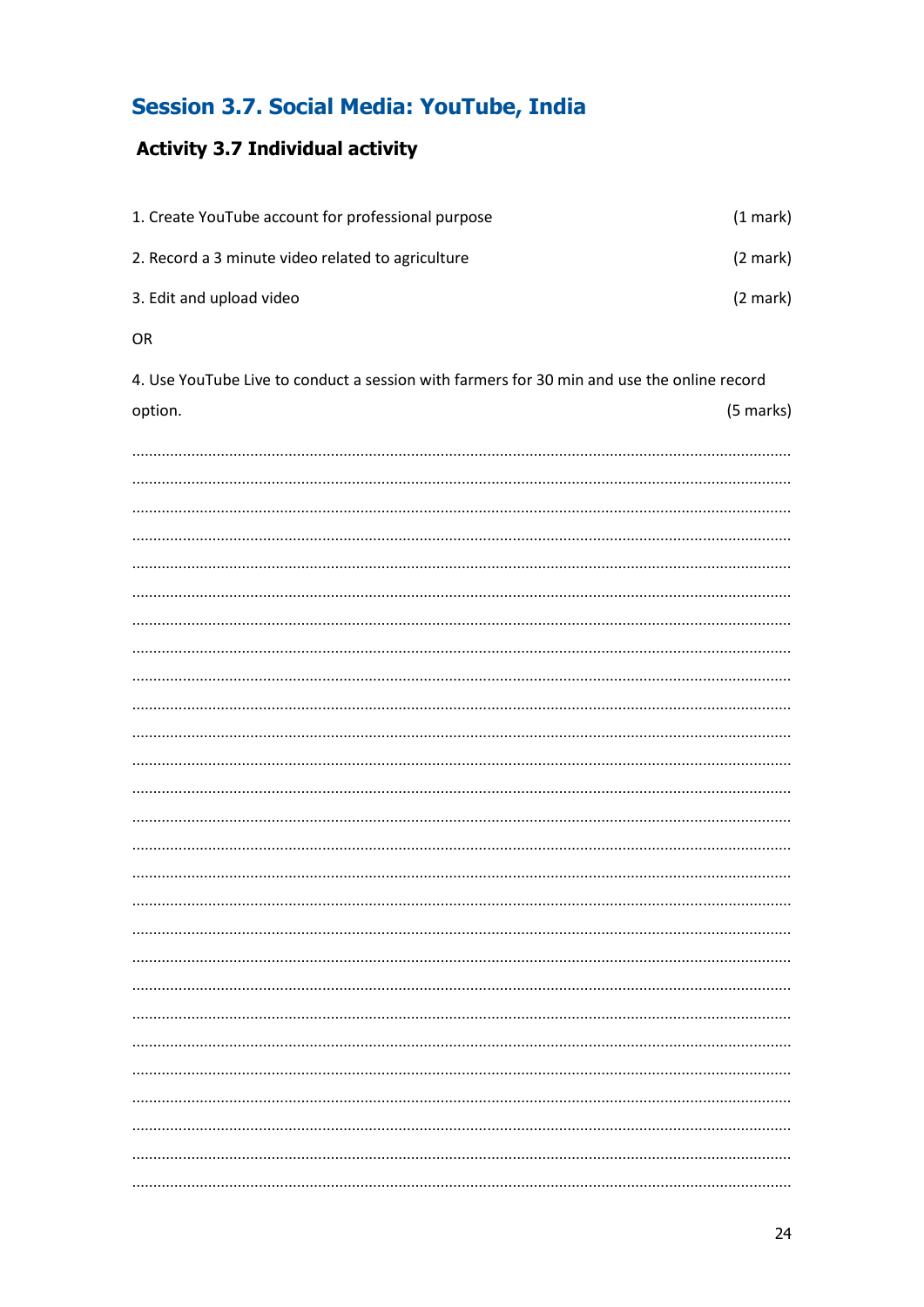## Session 3.7. Social Media: YouTube, India

### Activity 3.7 Individual activity

1. Create YouTube account for professional purpose (1 mark)

2. Record a 3 minute video related to agriculture (2 mark)

3. Edit and upload video (2 mark)

OR

4. Use YouTube Live to conduct a session with farmers for 30 min and use the online record option. (5 marks)

........................................................................................................................................

........................................................................................................................................

........................................................................................................................................

........................................................................................................................................

........................................................................................................................................

........................................................................................................................................

........................................................................................................................................

........................................................................................................................................

........................................................................................................................................

........................................................................................................................................

........................................................................................................................................

........................................................................................................................................

........................................................................................................................................

........................................................................................................................................

........................................................................................................................................

........................................................................................................................................

........................................................................................................................................

........................................................................................................................................

........................................................................................................................................

........................................................................................................................................

........................................................................................................................................

........................................................................................................................................

........................................................................................................................................

........................................................................................................................................

........................................................................................................................................

........................................................................................................................................

........................................................................................................................................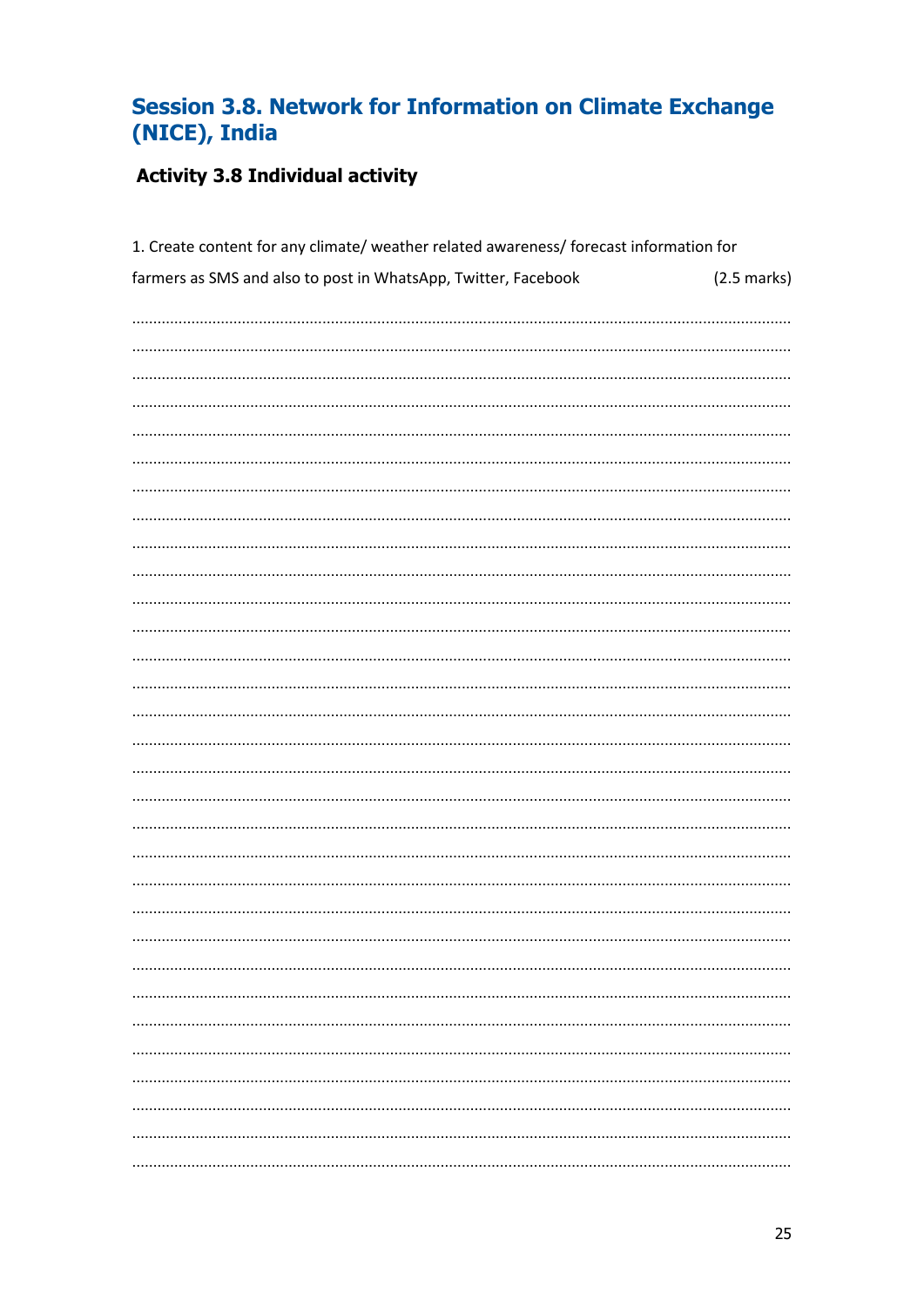## Session 3.8. Network for Information on Climate Exchange (NICE), India

### Activity 3.8 Individual activity

1. Create content for any climate/ weather related awareness/ forecast information for farmers as SMS and also to post in WhatsApp, Twitter, Facebook (2.5 marks)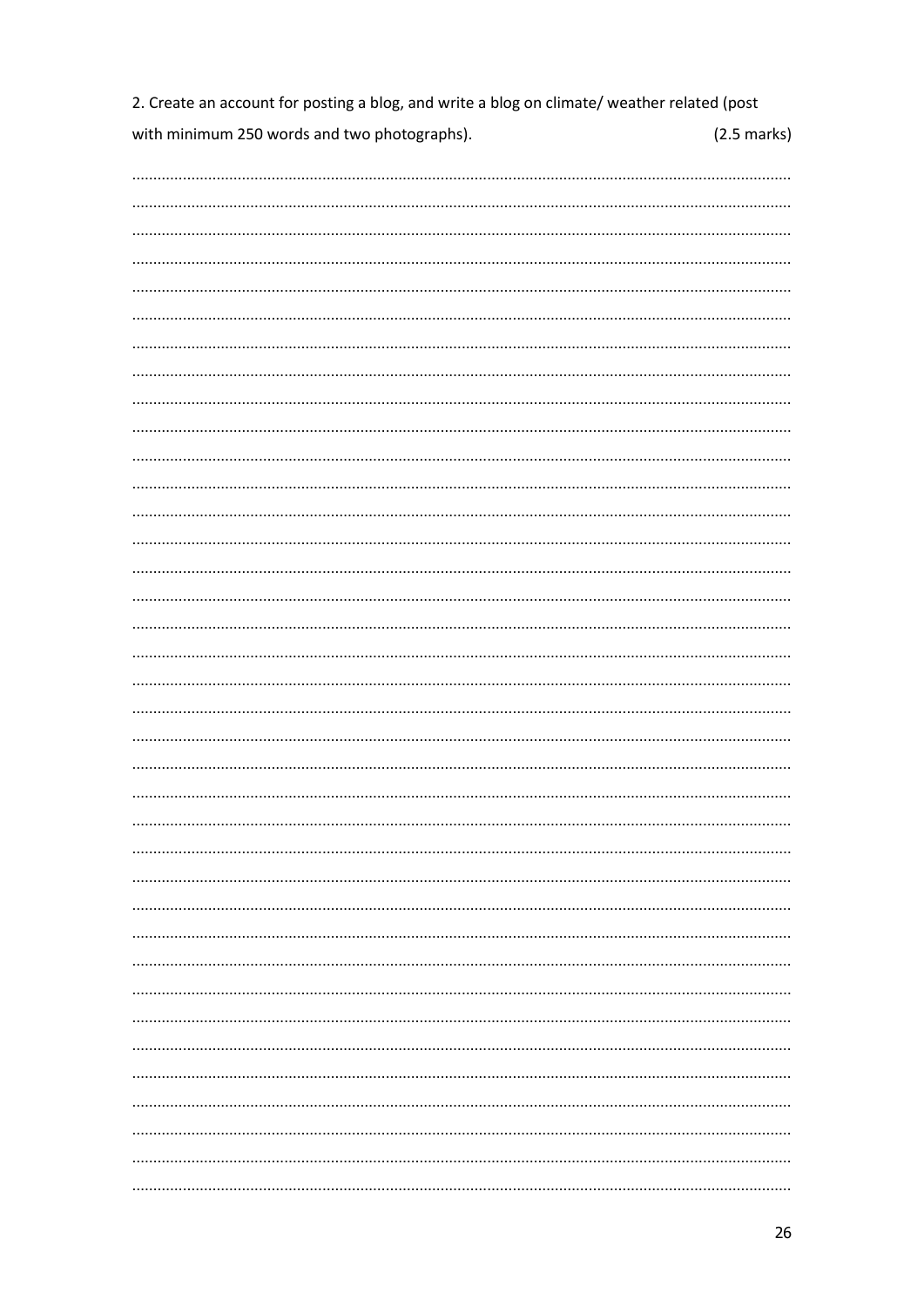2. Create an account for posting a blog, and write a blog on climate/ weather related (post with minimum 250 words and two photographs). (2.5 marks)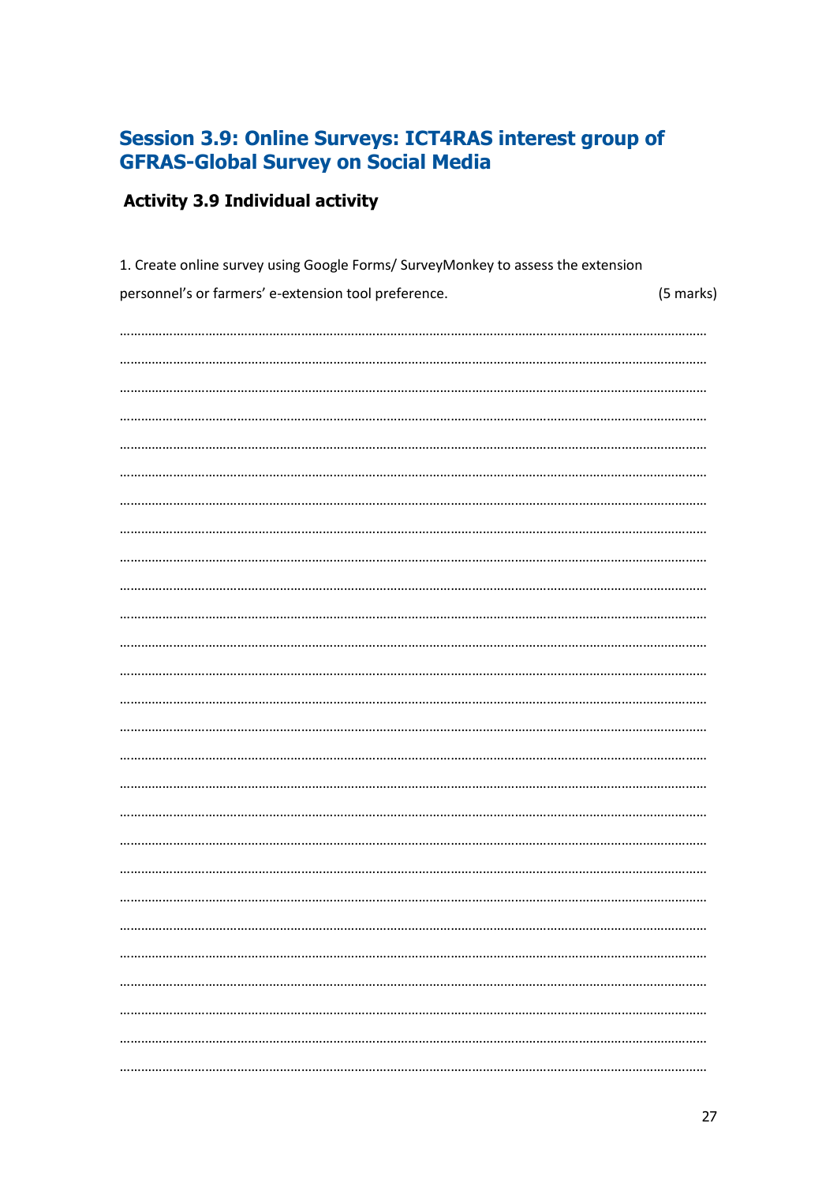## Session 3.9: Online Surveys: ICT4RAS interest group of GFRAS-Global Survey on Social Media

### Activity 3.9 Individual activity

1. Create online survey using Google Forms/ SurveyMonkey to assess the extension personnel's or farmers' e-extension tool preference. (5 marks)

…………………………………………………………………………………………………………………………………………
…………………………………………………………………………………………………………………………………………
…………………………………………………………………………………………………………………………………………
…………………………………………………………………………………………………………………………………………
…………………………………………………………………………………………………………………………………………
…………………………………………………………………………………………………………………………………………
…………………………………………………………………………………………………………………………………………
…………………………………………………………………………………………………………………………………………
…………………………………………………………………………………………………………………………………………
…………………………………………………………………………………………………………………………………………
…………………………………………………………………………………………………………………………………………
…………………………………………………………………………………………………………………………………………
…………………………………………………………………………………………………………………………………………
…………………………………………………………………………………………………………………………………………
…………………………………………………………………………………………………………………………………………
…………………………………………………………………………………………………………………………………………
…………………………………………………………………………………………………………………………………………
…………………………………………………………………………………………………………………………………………
…………………………………………………………………………………………………………………………………………
…………………………………………………………………………………………………………………………………………
…………………………………………………………………………………………………………………………………………
…………………………………………………………………………………………………………………………………………
…………………………………………………………………………………………………………………………………………
…………………………………………………………………………………………………………………………………………
…………………………………………………………………………………………………………………………………………
…………………………………………………………………………………………………………………………………………
…………………………………………………………………………………………………………………………………………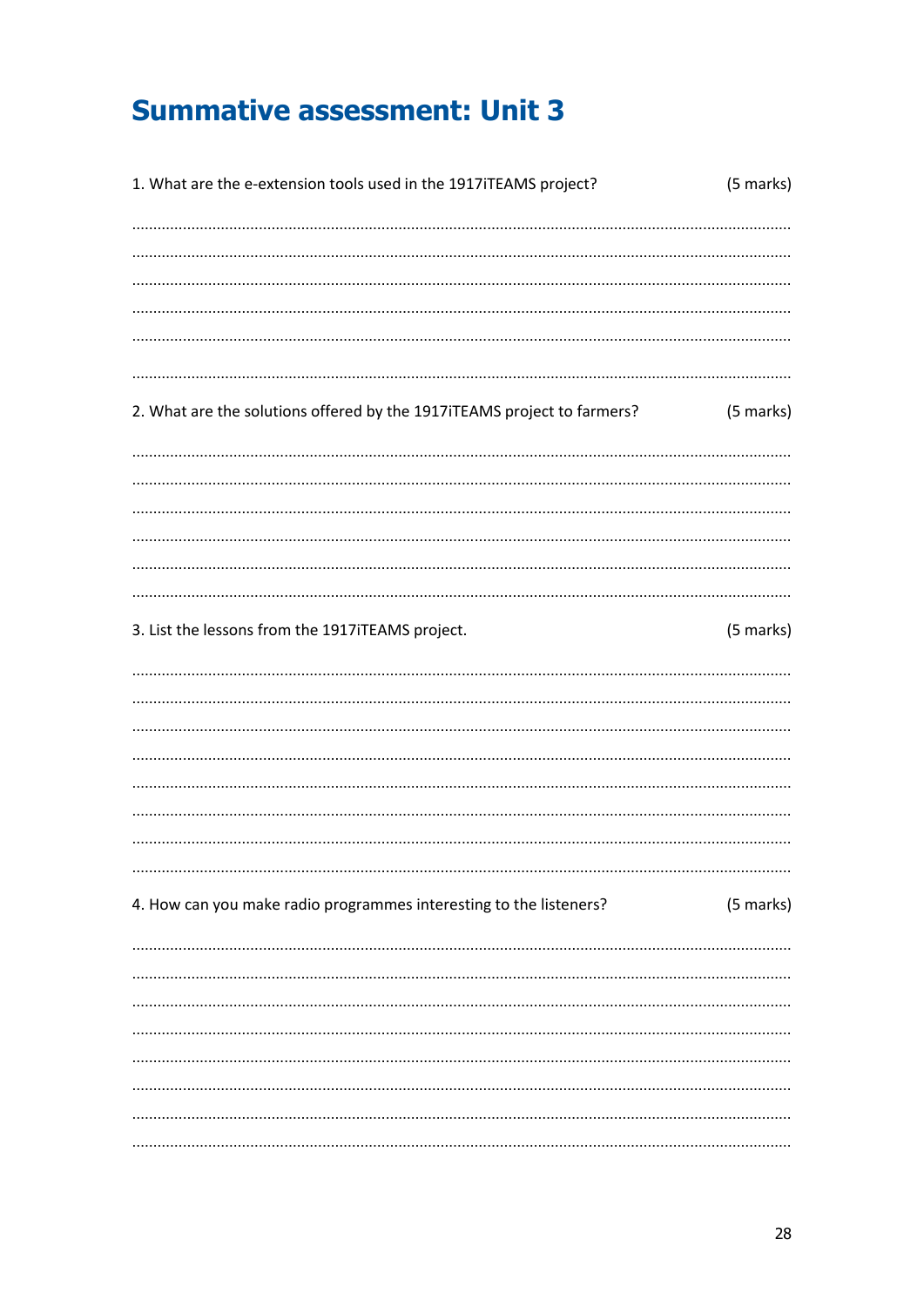# Summative assessment: Unit 3

1. What are the e-extension tools used in the 1917iTEAMS project? (5 marks)

..................................................................................................................................................

..................................................................................................................................................

..................................................................................................................................................

..................................................................................................................................................

..................................................................................................................................................

..................................................................................................................................................

2. What are the solutions offered by the 1917iTEAMS project to farmers? (5 marks)

..................................................................................................................................................

..................................................................................................................................................

..................................................................................................................................................

..................................................................................................................................................

..................................................................................................................................................

..................................................................................................................................................

3. List the lessons from the 1917iTEAMS project. (5 marks)

..................................................................................................................................................

..................................................................................................................................................

..................................................................................................................................................

..................................................................................................................................................

..................................................................................................................................................

..................................................................................................................................................

..................................................................................................................................................

..................................................................................................................................................

4. How can you make radio programmes interesting to the listeners? (5 marks)

..................................................................................................................................................

..................................................................................................................................................

..................................................................................................................................................

..................................................................................................................................................

..................................................................................................................................................

..................................................................................................................................................

..................................................................................................................................................

..................................................................................................................................................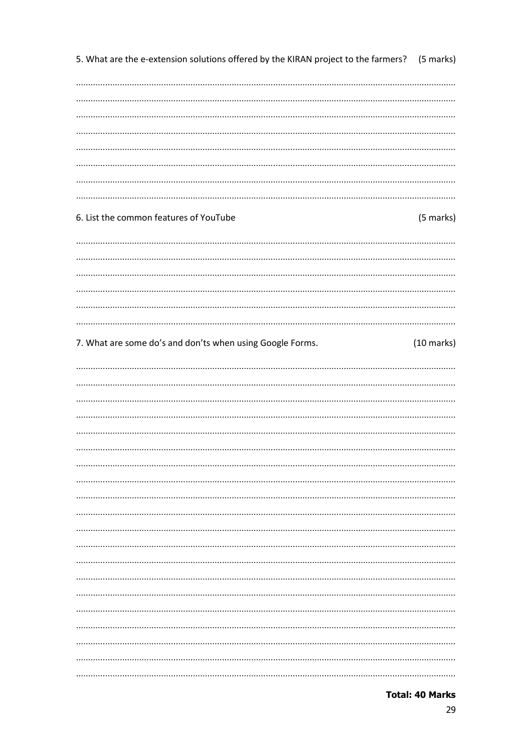5. What are the e-extension solutions offered by the KIRAN project to the farmers? (5 marks)

........................................................................................................................................................
........................................................................................................................................................
........................................................................................................................................................
........................................................................................................................................................
........................................................................................................................................................
........................................................................................................................................................
........................................................................................................................................................
........................................................................................................................................................

6. List the common features of YouTube (5 marks)

........................................................................................................................................................
........................................................................................................................................................
........................................................................................................................................................
........................................................................................................................................................
........................................................................................................................................................
........................................................................................................................................................

7. What are some do's and don'ts when using Google Forms. (10 marks)

........................................................................................................................................................
........................................................................................................................................................
........................................................................................................................................................
........................................................................................................................................................
........................................................................................................................................................
........................................................................................................................................................
........................................................................................................................................................
........................................................................................................................................................
........................................................................................................................................................
........................................................................................................................................................
........................................................................................................................................................
........................................................................................................................................................
........................................................................................................................................................
........................................................................................................................................................
........................................................................................................................................................
........................................................................................................................................................
........................................................................................................................................................
........................................................................................................................................................
........................................................................................................................................................
........................................................................................................................................................

**Total: 40 Marks**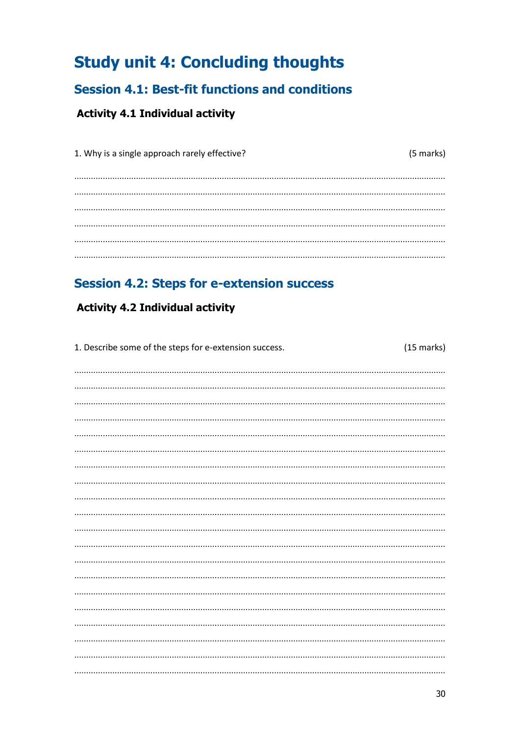# Study unit 4: Concluding thoughts

## Session 4.1: Best-fit functions and conditions

### Activity 4.1 Individual activity

1. Why is a single approach rarely effective? (5 marks)

.............................................................................................................................................

.............................................................................................................................................

.............................................................................................................................................

.............................................................................................................................................

.............................................................................................................................................

.............................................................................................................................................

## Session 4.2: Steps for e-extension success

### Activity 4.2 Individual activity

1. Describe some of the steps for e-extension success. (15 marks)

.............................................................................................................................................

.............................................................................................................................................

.............................................................................................................................................

.............................................................................................................................................

.............................................................................................................................................

.............................................................................................................................................

.............................................................................................................................................

.............................................................................................................................................

.............................................................................................................................................

.............................................................................................................................................

.............................................................................................................................................

.............................................................................................................................................

.............................................................................................................................................

.............................................................................................................................................

.............................................................................................................................................

.............................................................................................................................................

.............................................................................................................................................

.............................................................................................................................................

.............................................................................................................................................

.............................................................................................................................................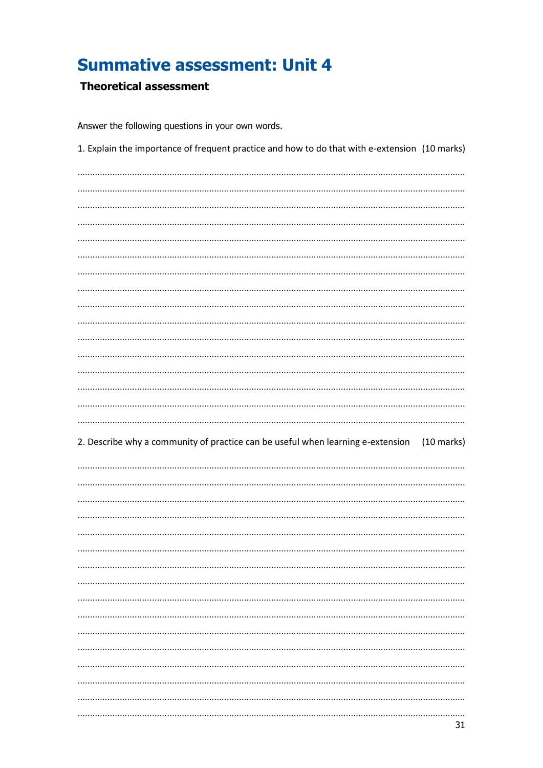# Summative assessment: Unit 4

### Theoretical assessment

Answer the following questions in your own words.

1. Explain the importance of frequent practice and how to do that with e-extension (10 marks)

........................................................................................................................................
........................................................................................................................................
........................................................................................................................................
........................................................................................................................................
........................................................................................................................................
........................................................................................................................................
........................................................................................................................................
........................................................................................................................................
........................................................................................................................................
........................................................................................................................................
........................................................................................................................................
........................................................................................................................................
........................................................................................................................................
........................................................................................................................................
........................................................................................................................................
........................................................................................................................................

2. Describe why a community of practice can be useful when learning e-extension (10 marks)

........................................................................................................................................
........................................................................................................................................
........................................................................................................................................
........................................................................................................................................
........................................................................................................................................
........................................................................................................................................
........................................................................................................................................
........................................................................................................................................
........................................................................................................................................
........................................................................................................................................
........................................................................................................................................
........................................................................................................................................
........................................................................................................................................
........................................................................................................................................
........................................................................................................................................
........................................................................................................................................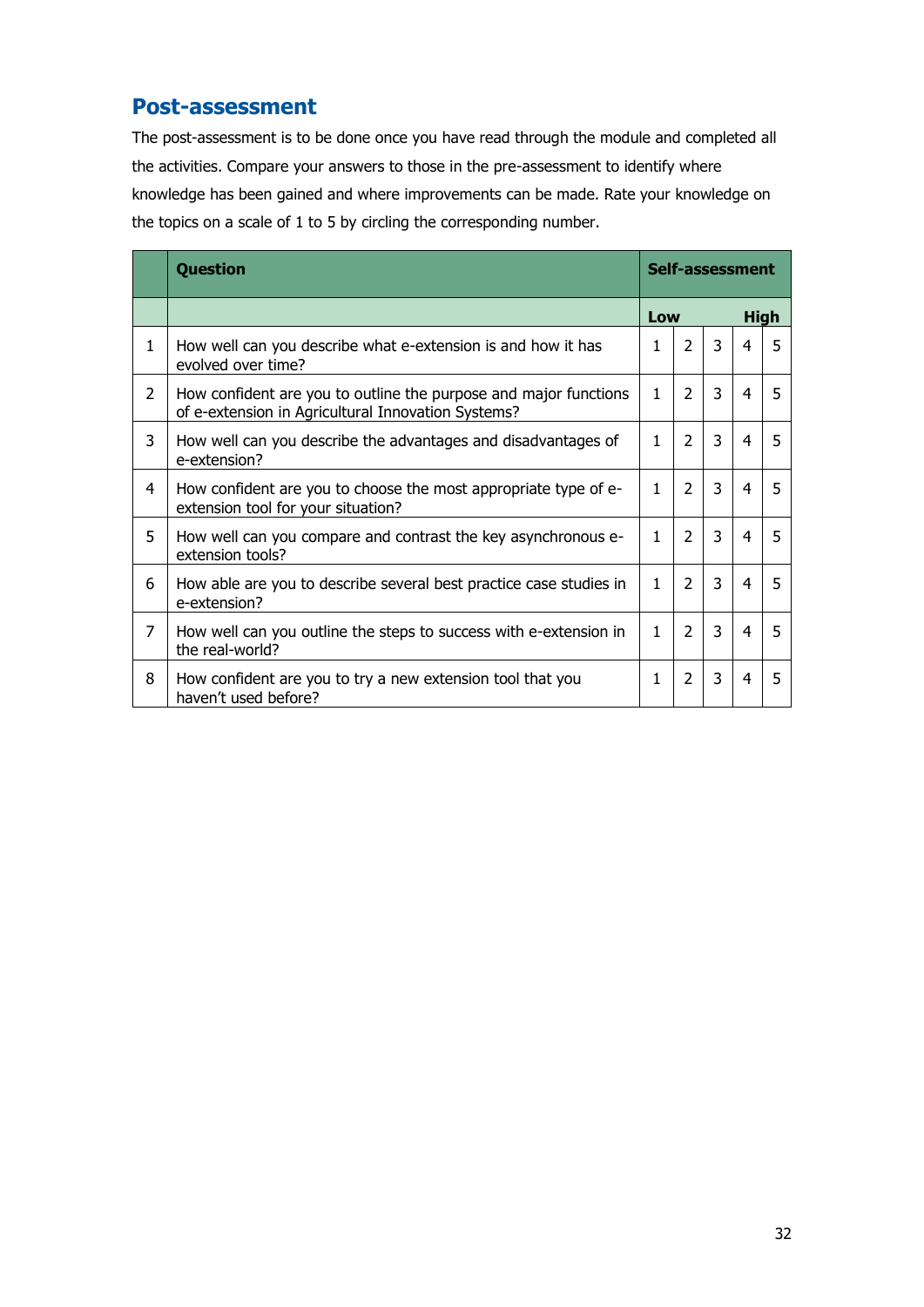## Post-assessment

The post-assessment is to be done once you have read through the module and completed all the activities. Compare your answers to those in the pre-assessment to identify where knowledge has been gained and where improvements can be made. Rate your knowledge on the topics on a scale of 1 to 5 by circling the corresponding number.

| | Question | Self-assessment | | | | |
|---|---|---|---|---|---|---|
| | | Low | | | | High |
| 1 | How well can you describe what e-extension is and how it has evolved over time? | 1 | 2 | 3 | 4 | 5 |
| 2 | How confident are you to outline the purpose and major functions of e-extension in Agricultural Innovation Systems? | 1 | 2 | 3 | 4 | 5 |
| 3 | How well can you describe the advantages and disadvantages of e-extension? | 1 | 2 | 3 | 4 | 5 |
| 4 | How confident are you to choose the most appropriate type of e-extension tool for your situation? | 1 | 2 | 3 | 4 | 5 |
| 5 | How well can you compare and contrast the key asynchronous e-extension tools? | 1 | 2 | 3 | 4 | 5 |
| 6 | How able are you to describe several best practice case studies in e-extension? | 1 | 2 | 3 | 4 | 5 |
| 7 | How well can you outline the steps to success with e-extension in the real-world? | 1 | 2 | 3 | 4 | 5 |
| 8 | How confident are you to try a new extension tool that you haven't used before? | 1 | 2 | 3 | 4 | 5 |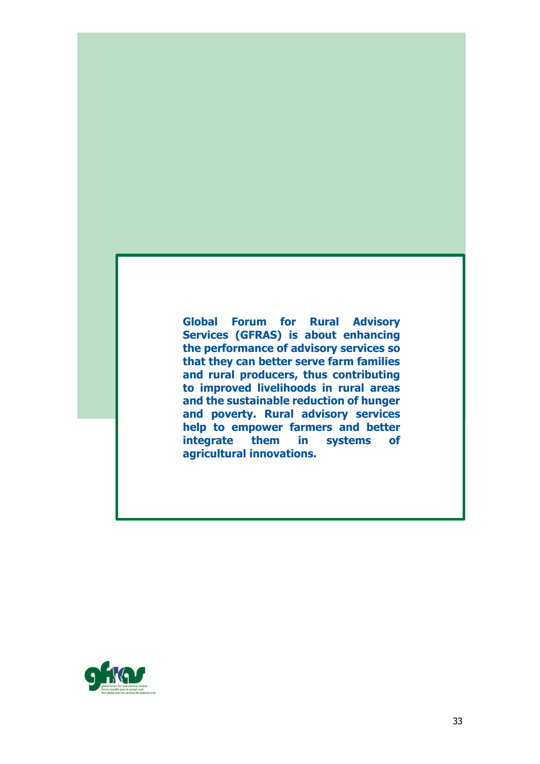**Global Forum for Rural Advisory Services (GFRAS) is about enhancing the performance of advisory services so that they can better serve farm families and rural producers, thus contributing to improved livelihoods in rural areas and the sustainable reduction of hunger and poverty. Rural advisory services help to empower farmers and better integrate them in systems of agricultural innovations.**

gfras

global forum for rural advisory services
forum mondial pour le conseil rural
foro global para los servicios de asesoría rural